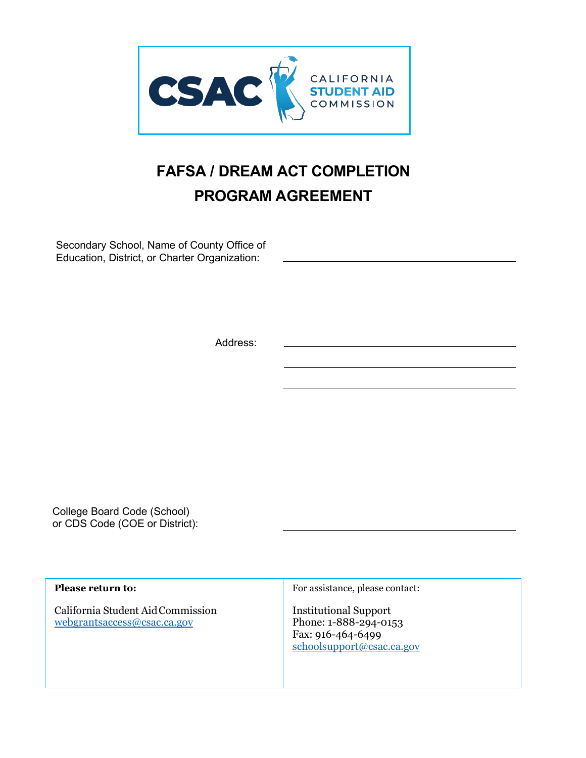CSAC CALIFORNIA STUDENT AID COMMISSION

# FAFSA / DREAM ACT COMPLETION PROGRAM AGREEMENT

Secondary School, Name of County Office of Education, District, or Charter Organization: ______________________

Address: ______________________

______________________

______________________

College Board Code (School) or CDS Code (COE or District): ______________________

| **Please return to:**<br><br>California Student Aid Commission<br>webgrantsaccess@csac.ca.gov | For assistance, please contact:<br><br>Institutional Support<br>Phone: 1-888-294-0153<br>Fax: 916-464-6499<br>schoolsupport@csac.ca.gov |
| --- | --- |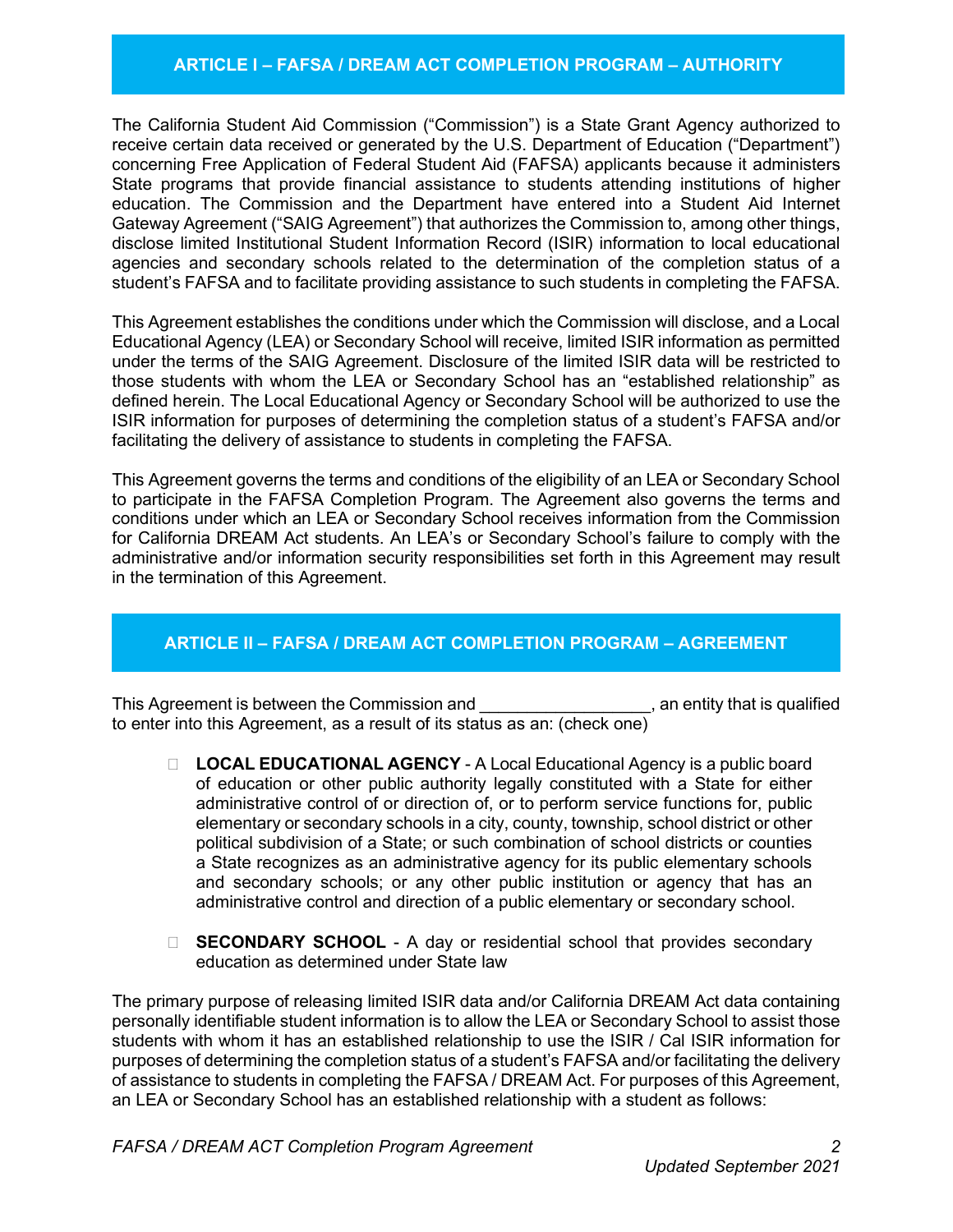## ARTICLE I – FAFSA / DREAM ACT COMPLETION PROGRAM – AUTHORITY

The California Student Aid Commission ("Commission") is a State Grant Agency authorized to receive certain data received or generated by the U.S. Department of Education ("Department") concerning Free Application of Federal Student Aid (FAFSA) applicants because it administers State programs that provide financial assistance to students attending institutions of higher education. The Commission and the Department have entered into a Student Aid Internet Gateway Agreement ("SAIG Agreement") that authorizes the Commission to, among other things, disclose limited Institutional Student Information Record (ISIR) information to local educational agencies and secondary schools related to the determination of the completion status of a student's FAFSA and to facilitate providing assistance to such students in completing the FAFSA.

This Agreement establishes the conditions under which the Commission will disclose, and a Local Educational Agency (LEA) or Secondary School will receive, limited ISIR information as permitted under the terms of the SAIG Agreement. Disclosure of the limited ISIR data will be restricted to those students with whom the LEA or Secondary School has an "established relationship" as defined herein. The Local Educational Agency or Secondary School will be authorized to use the ISIR information for purposes of determining the completion status of a student's FAFSA and/or facilitating the delivery of assistance to students in completing the FAFSA.

This Agreement governs the terms and conditions of the eligibility of an LEA or Secondary School to participate in the FAFSA Completion Program. The Agreement also governs the terms and conditions under which an LEA or Secondary School receives information from the Commission for California DREAM Act students. An LEA's or Secondary School's failure to comply with the administrative and/or information security responsibilities set forth in this Agreement may result in the termination of this Agreement.

## ARTICLE II – FAFSA / DREAM ACT COMPLETION PROGRAM – AGREEMENT

This Agreement is between the Commission and ________________, an entity that is qualified to enter into this Agreement, as a result of its status as an: (check one)

- ☐ **LOCAL EDUCATIONAL AGENCY** - A Local Educational Agency is a public board of education or other public authority legally constituted with a State for either administrative control of or direction of, or to perform service functions for, public elementary or secondary schools in a city, county, township, school district or other political subdivision of a State; or such combination of school districts or counties a State recognizes as an administrative agency for its public elementary schools and secondary schools; or any other public institution or agency that has an administrative control and direction of a public elementary or secondary school.

- ☐ **SECONDARY SCHOOL** - A day or residential school that provides secondary education as determined under State law

The primary purpose of releasing limited ISIR data and/or California DREAM Act data containing personally identifiable student information is to allow the LEA or Secondary School to assist those students with whom it has an established relationship to use the ISIR / Cal ISIR information for purposes of determining the completion status of a student's FAFSA and/or facilitating the delivery of assistance to students in completing the FAFSA / DREAM Act. For purposes of this Agreement, an LEA or Secondary School has an established relationship with a student as follows: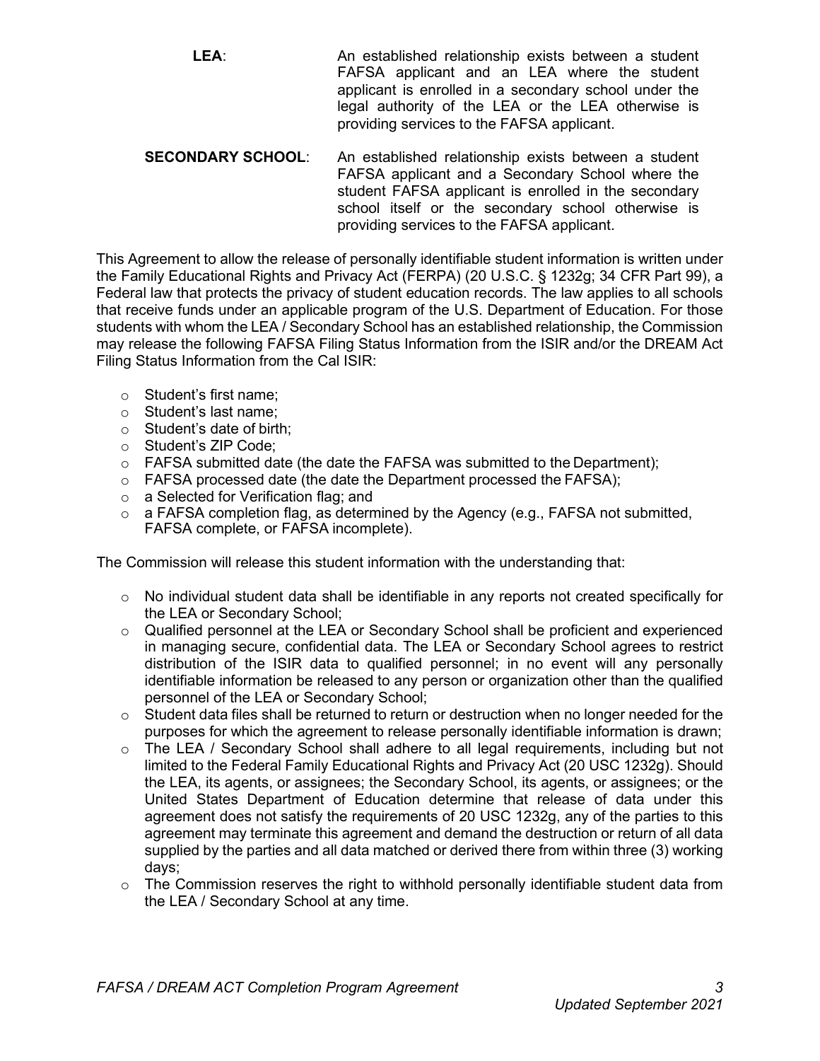**LEA**: An established relationship exists between a student FAFSA applicant and an LEA where the student applicant is enrolled in a secondary school under the legal authority of the LEA or the LEA otherwise is providing services to the FAFSA applicant.

**SECONDARY SCHOOL**: An established relationship exists between a student FAFSA applicant and a Secondary School where the student FAFSA applicant is enrolled in the secondary school itself or the secondary school otherwise is providing services to the FAFSA applicant.

This Agreement to allow the release of personally identifiable student information is written under the Family Educational Rights and Privacy Act (FERPA) (20 U.S.C. § 1232g; 34 CFR Part 99), a Federal law that protects the privacy of student education records. The law applies to all schools that receive funds under an applicable program of the U.S. Department of Education. For those students with whom the LEA / Secondary School has an established relationship, the Commission may release the following FAFSA Filing Status Information from the ISIR and/or the DREAM Act Filing Status Information from the Cal ISIR:

- Student's first name;
- Student's last name;
- Student's date of birth;
- Student's ZIP Code;
- FAFSA submitted date (the date the FAFSA was submitted to the Department);
- FAFSA processed date (the date the Department processed the FAFSA);
- a Selected for Verification flag; and
- a FAFSA completion flag, as determined by the Agency (e.g., FAFSA not submitted, FAFSA complete, or FAFSA incomplete).

The Commission will release this student information with the understanding that:

- No individual student data shall be identifiable in any reports not created specifically for the LEA or Secondary School;
- Qualified personnel at the LEA or Secondary School shall be proficient and experienced in managing secure, confidential data. The LEA or Secondary School agrees to restrict distribution of the ISIR data to qualified personnel; in no event will any personally identifiable information be released to any person or organization other than the qualified personnel of the LEA or Secondary School;
- Student data files shall be returned to return or destruction when no longer needed for the purposes for which the agreement to release personally identifiable information is drawn;
- The LEA / Secondary School shall adhere to all legal requirements, including but not limited to the Federal Family Educational Rights and Privacy Act (20 USC 1232g). Should the LEA, its agents, or assignees; the Secondary School, its agents, or assignees; or the United States Department of Education determine that release of data under this agreement does not satisfy the requirements of 20 USC 1232g, any of the parties to this agreement may terminate this agreement and demand the destruction or return of all data supplied by the parties and all data matched or derived there from within three (3) working days;
- The Commission reserves the right to withhold personally identifiable student data from the LEA / Secondary School at any time.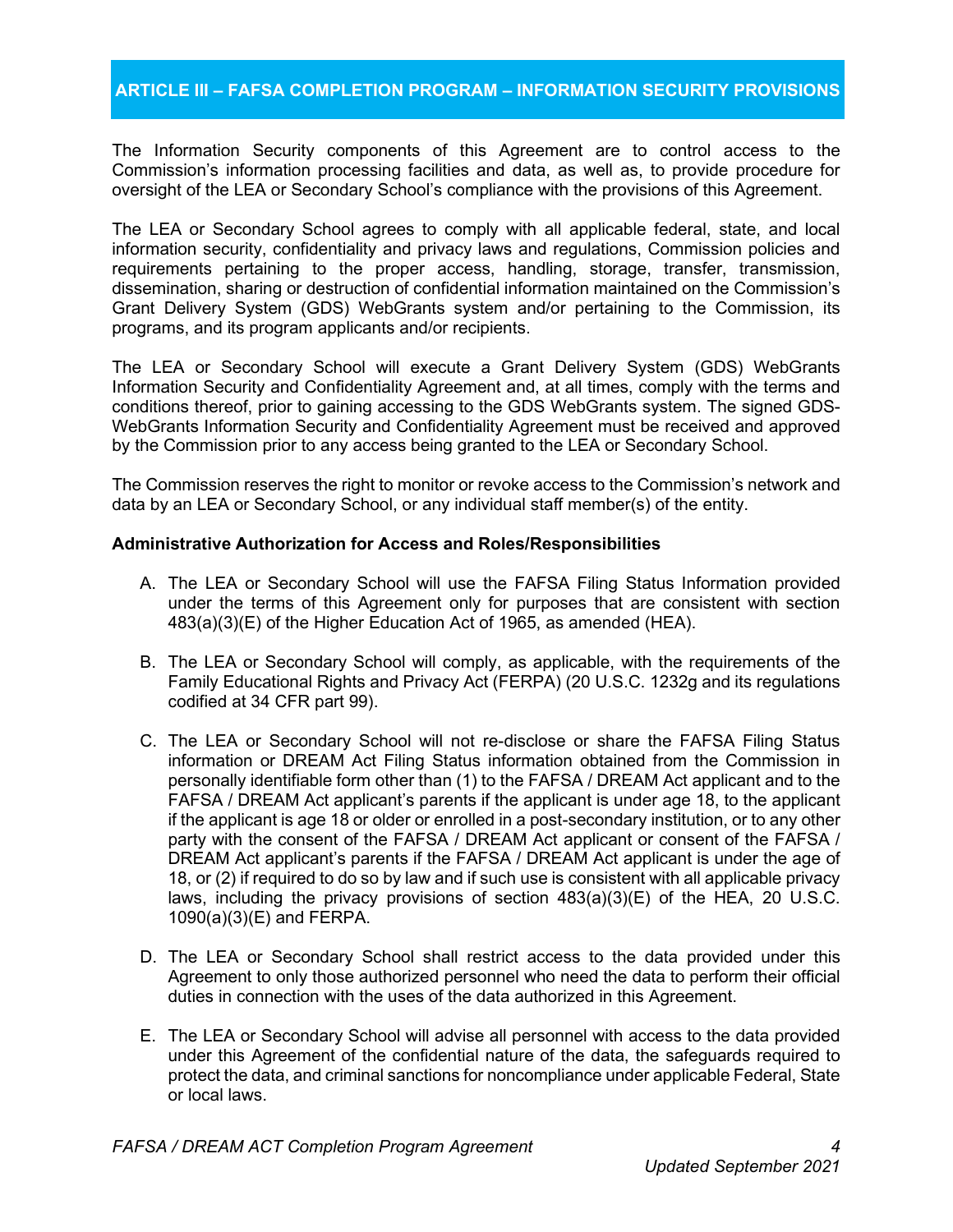## ARTICLE III – FAFSA COMPLETION PROGRAM – INFORMATION SECURITY PROVISIONS

The Information Security components of this Agreement are to control access to the Commission's information processing facilities and data, as well as, to provide procedure for oversight of the LEA or Secondary School's compliance with the provisions of this Agreement.

The LEA or Secondary School agrees to comply with all applicable federal, state, and local information security, confidentiality and privacy laws and regulations, Commission policies and requirements pertaining to the proper access, handling, storage, transfer, transmission, dissemination, sharing or destruction of confidential information maintained on the Commission's Grant Delivery System (GDS) WebGrants system and/or pertaining to the Commission, its programs, and its program applicants and/or recipients.

The LEA or Secondary School will execute a Grant Delivery System (GDS) WebGrants Information Security and Confidentiality Agreement and, at all times, comply with the terms and conditions thereof, prior to gaining accessing to the GDS WebGrants system. The signed GDS-WebGrants Information Security and Confidentiality Agreement must be received and approved by the Commission prior to any access being granted to the LEA or Secondary School.

The Commission reserves the right to monitor or revoke access to the Commission's network and data by an LEA or Secondary School, or any individual staff member(s) of the entity.

**Administrative Authorization for Access and Roles/Responsibilities**

A. The LEA or Secondary School will use the FAFSA Filing Status Information provided under the terms of this Agreement only for purposes that are consistent with section 483(a)(3)(E) of the Higher Education Act of 1965, as amended (HEA).

B. The LEA or Secondary School will comply, as applicable, with the requirements of the Family Educational Rights and Privacy Act (FERPA) (20 U.S.C. 1232g and its regulations codified at 34 CFR part 99).

C. The LEA or Secondary School will not re-disclose or share the FAFSA Filing Status information or DREAM Act Filing Status information obtained from the Commission in personally identifiable form other than (1) to the FAFSA / DREAM Act applicant and to the FAFSA / DREAM Act applicant's parents if the applicant is under age 18, to the applicant if the applicant is age 18 or older or enrolled in a post-secondary institution, or to any other party with the consent of the FAFSA / DREAM Act applicant or consent of the FAFSA / DREAM Act applicant's parents if the FAFSA / DREAM Act applicant is under the age of 18, or (2) if required to do so by law and if such use is consistent with all applicable privacy laws, including the privacy provisions of section 483(a)(3)(E) of the HEA, 20 U.S.C. 1090(a)(3)(E) and FERPA.

D. The LEA or Secondary School shall restrict access to the data provided under this Agreement to only those authorized personnel who need the data to perform their official duties in connection with the uses of the data authorized in this Agreement.

E. The LEA or Secondary School will advise all personnel with access to the data provided under this Agreement of the confidential nature of the data, the safeguards required to protect the data, and criminal sanctions for noncompliance under applicable Federal, State or local laws.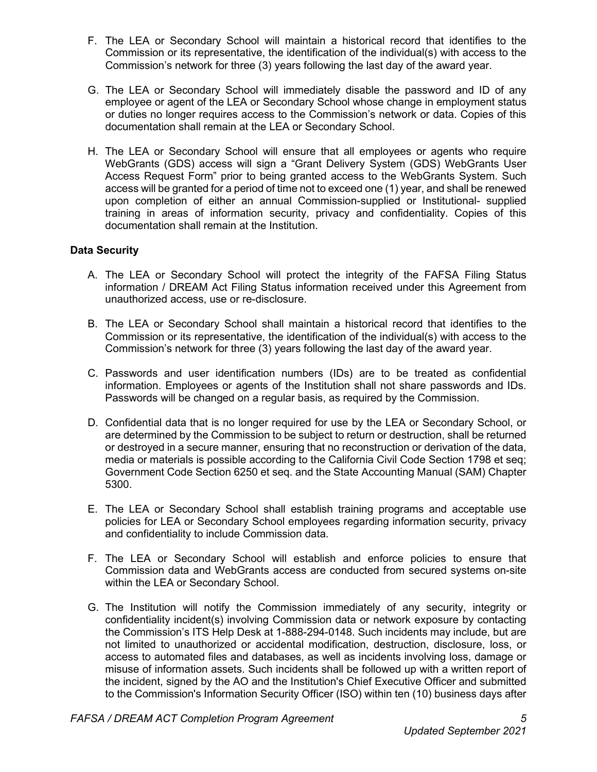F. The LEA or Secondary School will maintain a historical record that identifies to the Commission or its representative, the identification of the individual(s) with access to the Commission's network for three (3) years following the last day of the award year.

G. The LEA or Secondary School will immediately disable the password and ID of any employee or agent of the LEA or Secondary School whose change in employment status or duties no longer requires access to the Commission's network or data. Copies of this documentation shall remain at the LEA or Secondary School.

H. The LEA or Secondary School will ensure that all employees or agents who require WebGrants (GDS) access will sign a "Grant Delivery System (GDS) WebGrants User Access Request Form" prior to being granted access to the WebGrants System. Such access will be granted for a period of time not to exceed one (1) year, and shall be renewed upon completion of either an annual Commission-supplied or Institutional- supplied training in areas of information security, privacy and confidentiality. Copies of this documentation shall remain at the Institution.

**Data Security**

A. The LEA or Secondary School will protect the integrity of the FAFSA Filing Status information / DREAM Act Filing Status information received under this Agreement from unauthorized access, use or re-disclosure.

B. The LEA or Secondary School shall maintain a historical record that identifies to the Commission or its representative, the identification of the individual(s) with access to the Commission's network for three (3) years following the last day of the award year.

C. Passwords and user identification numbers (IDs) are to be treated as confidential information. Employees or agents of the Institution shall not share passwords and IDs. Passwords will be changed on a regular basis, as required by the Commission.

D. Confidential data that is no longer required for use by the LEA or Secondary School, or are determined by the Commission to be subject to return or destruction, shall be returned or destroyed in a secure manner, ensuring that no reconstruction or derivation of the data, media or materials is possible according to the California Civil Code Section 1798 et seq; Government Code Section 6250 et seq. and the State Accounting Manual (SAM) Chapter 5300.

E. The LEA or Secondary School shall establish training programs and acceptable use policies for LEA or Secondary School employees regarding information security, privacy and confidentiality to include Commission data.

F. The LEA or Secondary School will establish and enforce policies to ensure that Commission data and WebGrants access are conducted from secured systems on-site within the LEA or Secondary School.

G. The Institution will notify the Commission immediately of any security, integrity or confidentiality incident(s) involving Commission data or network exposure by contacting the Commission's ITS Help Desk at 1-888-294-0148. Such incidents may include, but are not limited to unauthorized or accidental modification, destruction, disclosure, loss, or access to automated files and databases, as well as incidents involving loss, damage or misuse of information assets. Such incidents shall be followed up with a written report of the incident, signed by the AO and the Institution's Chief Executive Officer and submitted to the Commission's Information Security Officer (ISO) within ten (10) business days after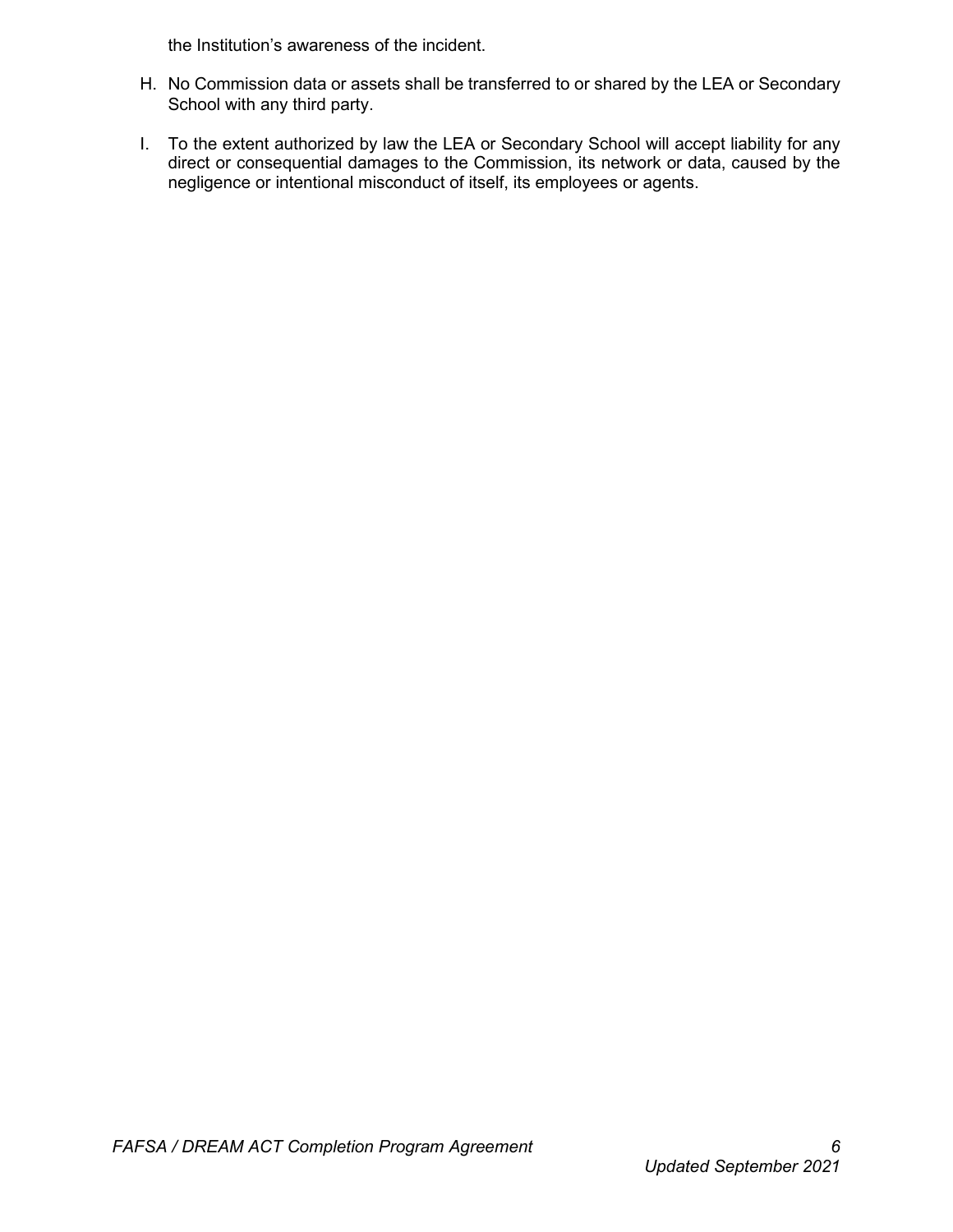the Institution's awareness of the incident.

H. No Commission data or assets shall be transferred to or shared by the LEA or Secondary School with any third party.

I. To the extent authorized by law the LEA or Secondary School will accept liability for any direct or consequential damages to the Commission, its network or data, caused by the negligence or intentional misconduct of itself, its employees or agents.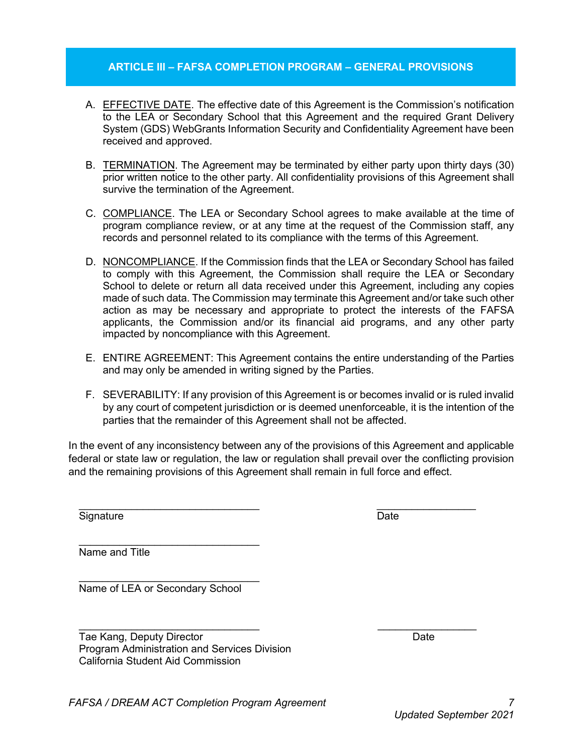## ARTICLE III – FAFSA COMPLETION PROGRAM – GENERAL PROVISIONS

A. EFFECTIVE DATE. The effective date of this Agreement is the Commission's notification to the LEA or Secondary School that this Agreement and the required Grant Delivery System (GDS) WebGrants Information Security and Confidentiality Agreement have been received and approved.

B. TERMINATION. The Agreement may be terminated by either party upon thirty days (30) prior written notice to the other party. All confidentiality provisions of this Agreement shall survive the termination of the Agreement.

C. COMPLIANCE. The LEA or Secondary School agrees to make available at the time of program compliance review, or at any time at the request of the Commission staff, any records and personnel related to its compliance with the terms of this Agreement.

D. NONCOMPLIANCE. If the Commission finds that the LEA or Secondary School has failed to comply with this Agreement, the Commission shall require the LEA or Secondary School to delete or return all data received under this Agreement, including any copies made of such data. The Commission may terminate this Agreement and/or take such other action as may be necessary and appropriate to protect the interests of the FAFSA applicants, the Commission and/or its financial aid programs, and any other party impacted by noncompliance with this Agreement.

E. ENTIRE AGREEMENT: This Agreement contains the entire understanding of the Parties and may only be amended in writing signed by the Parties.

F. SEVERABILITY: If any provision of this Agreement is or becomes invalid or is ruled invalid by any court of competent jurisdiction or is deemed unenforceable, it is the intention of the parties that the remainder of this Agreement shall not be affected.

In the event of any inconsistency between any of the provisions of this Agreement and applicable federal or state law or regulation, the law or regulation shall prevail over the conflicting provision and the remaining provisions of this Agreement shall remain in full force and effect.

_______________________________ _________________
Signature Date

_______________________________
Name and Title

_______________________________
Name of LEA or Secondary School

_______________________________ _________________
Tae Kang, Deputy Director Date
Program Administration and Services Division
California Student Aid Commission

*FAFSA / DREAM ACT Completion Program Agreement*
*Updated September 2021*